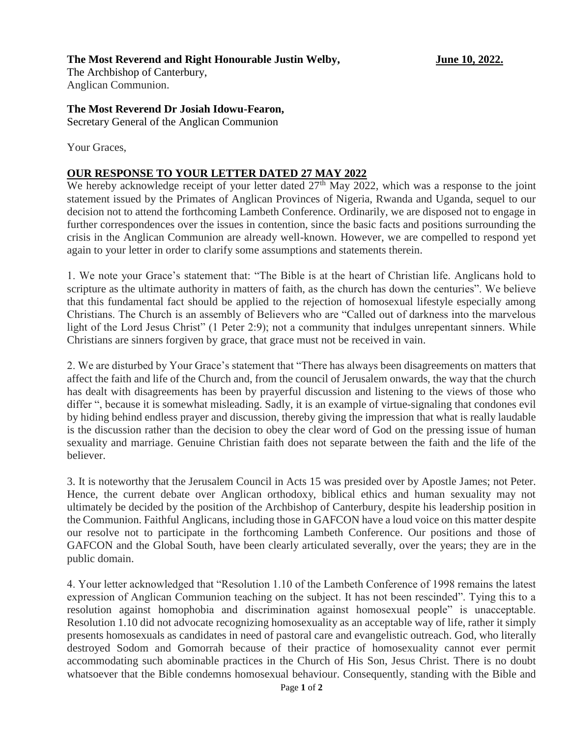**The Most Reverend and Right Honourable Justin Welby,** **June 10, 2022.**
The Archbishop of Canterbury,
Anglican Communion.

**The Most Reverend Dr Josiah Idowu-Fearon,**
Secretary General of the Anglican Communion

Your Graces,

**OUR RESPONSE TO YOUR LETTER DATED 27 MAY 2022**

We hereby acknowledge receipt of your letter dated 27th May 2022, which was a response to the joint statement issued by the Primates of Anglican Provinces of Nigeria, Rwanda and Uganda, sequel to our decision not to attend the forthcoming Lambeth Conference. Ordinarily, we are disposed not to engage in further correspondences over the issues in contention, since the basic facts and positions surrounding the crisis in the Anglican Communion are already well-known. However, we are compelled to respond yet again to your letter in order to clarify some assumptions and statements therein.

1. We note your Grace's statement that: "The Bible is at the heart of Christian life. Anglicans hold to scripture as the ultimate authority in matters of faith, as the church has down the centuries". We believe that this fundamental fact should be applied to the rejection of homosexual lifestyle especially among Christians. The Church is an assembly of Believers who are "Called out of darkness into the marvelous light of the Lord Jesus Christ" (1 Peter 2:9); not a community that indulges unrepentant sinners. While Christians are sinners forgiven by grace, that grace must not be received in vain.

2. We are disturbed by Your Grace's statement that "There has always been disagreements on matters that affect the faith and life of the Church and, from the council of Jerusalem onwards, the way that the church has dealt with disagreements has been by prayerful discussion and listening to the views of those who differ ", because it is somewhat misleading. Sadly, it is an example of virtue-signaling that condones evil by hiding behind endless prayer and discussion, thereby giving the impression that what is really laudable is the discussion rather than the decision to obey the clear word of God on the pressing issue of human sexuality and marriage. Genuine Christian faith does not separate between the faith and the life of the believer.

3. It is noteworthy that the Jerusalem Council in Acts 15 was presided over by Apostle James; not Peter. Hence, the current debate over Anglican orthodoxy, biblical ethics and human sexuality may not ultimately be decided by the position of the Archbishop of Canterbury, despite his leadership position in the Communion. Faithful Anglicans, including those in GAFCON have a loud voice on this matter despite our resolve not to participate in the forthcoming Lambeth Conference. Our positions and those of GAFCON and the Global South, have been clearly articulated severally, over the years; they are in the public domain.

4. Your letter acknowledged that "Resolution 1.10 of the Lambeth Conference of 1998 remains the latest expression of Anglican Communion teaching on the subject. It has not been rescinded". Tying this to a resolution against homophobia and discrimination against homosexual people" is unacceptable. Resolution 1.10 did not advocate recognizing homosexuality as an acceptable way of life, rather it simply presents homosexuals as candidates in need of pastoral care and evangelistic outreach. God, who literally destroyed Sodom and Gomorrah because of their practice of homosexuality cannot ever permit accommodating such abominable practices in the Church of His Son, Jesus Christ. There is no doubt whatsoever that the Bible condemns homosexual behaviour. Consequently, standing with the Bible and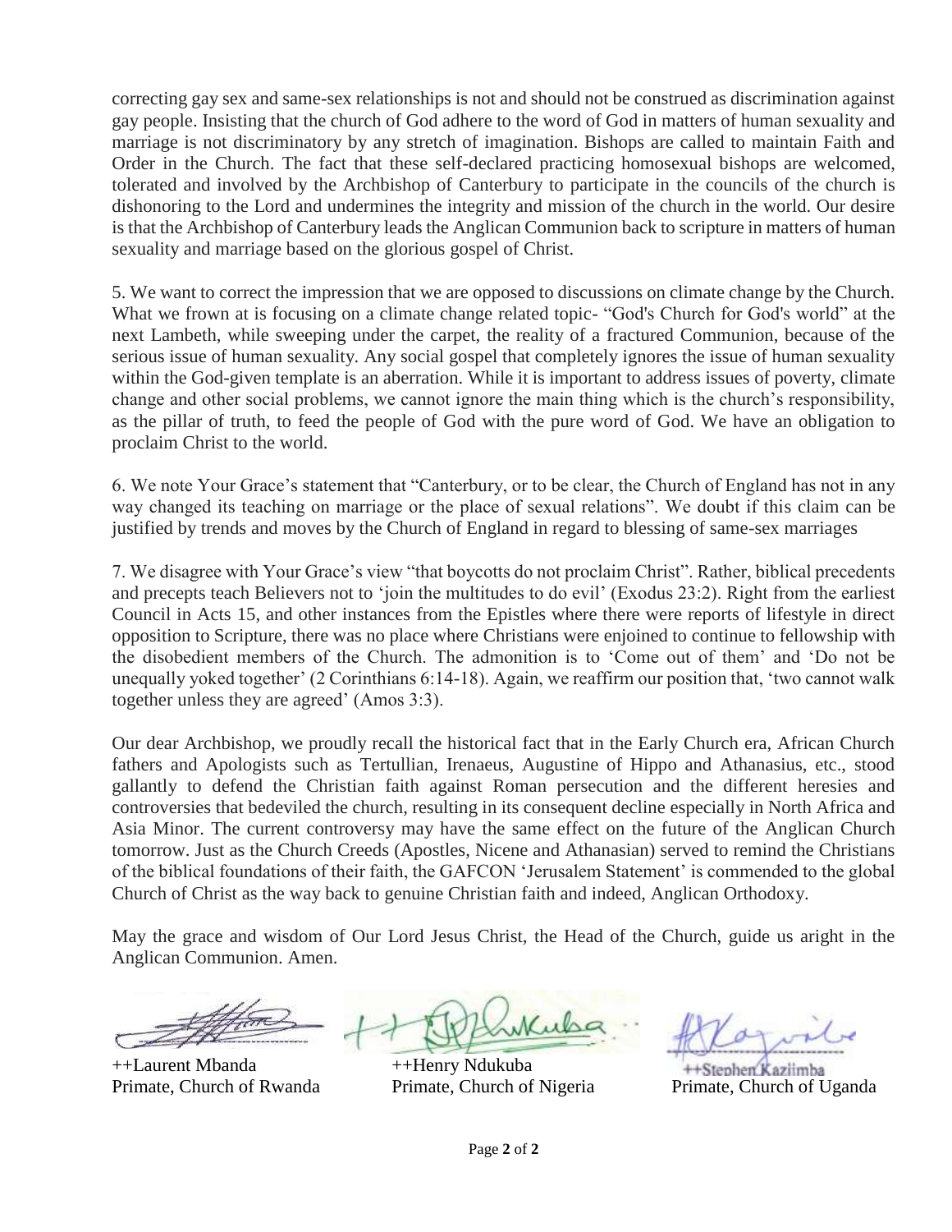correcting gay sex and same-sex relationships is not and should not be construed as discrimination against gay people. Insisting that the church of God adhere to the word of God in matters of human sexuality and marriage is not discriminatory by any stretch of imagination. Bishops are called to maintain Faith and Order in the Church. The fact that these self-declared practicing homosexual bishops are welcomed, tolerated and involved by the Archbishop of Canterbury to participate in the councils of the church is dishonoring to the Lord and undermines the integrity and mission of the church in the world. Our desire is that the Archbishop of Canterbury leads the Anglican Communion back to scripture in matters of human sexuality and marriage based on the glorious gospel of Christ.

5. We want to correct the impression that we are opposed to discussions on climate change by the Church. What we frown at is focusing on a climate change related topic- "God's Church for God's world" at the next Lambeth, while sweeping under the carpet, the reality of a fractured Communion, because of the serious issue of human sexuality. Any social gospel that completely ignores the issue of human sexuality within the God-given template is an aberration. While it is important to address issues of poverty, climate change and other social problems, we cannot ignore the main thing which is the church's responsibility, as the pillar of truth, to feed the people of God with the pure word of God. We have an obligation to proclaim Christ to the world.

6. We note Your Grace's statement that "Canterbury, or to be clear, the Church of England has not in any way changed its teaching on marriage or the place of sexual relations". We doubt if this claim can be justified by trends and moves by the Church of England in regard to blessing of same-sex marriages

7. We disagree with Your Grace's view "that boycotts do not proclaim Christ". Rather, biblical precedents and precepts teach Believers not to 'join the multitudes to do evil' (Exodus 23:2). Right from the earliest Council in Acts 15, and other instances from the Epistles where there were reports of lifestyle in direct opposition to Scripture, there was no place where Christians were enjoined to continue to fellowship with the disobedient members of the Church. The admonition is to 'Come out of them' and 'Do not be unequally yoked together' (2 Corinthians 6:14-18). Again, we reaffirm our position that, 'two cannot walk together unless they are agreed' (Amos 3:3).

Our dear Archbishop, we proudly recall the historical fact that in the Early Church era, African Church fathers and Apologists such as Tertullian, Irenaeus, Augustine of Hippo and Athanasius, etc., stood gallantly to defend the Christian faith against Roman persecution and the different heresies and controversies that bedeviled the church, resulting in its consequent decline especially in North Africa and Asia Minor. The current controversy may have the same effect on the future of the Anglican Church tomorrow. Just as the Church Creeds (Apostles, Nicene and Athanasian) served to remind the Christians of the biblical foundations of their faith, the GAFCON 'Jerusalem Statement' is commended to the global Church of Christ as the way back to genuine Christian faith and indeed, Anglican Orthodoxy.

May the grace and wisdom of Our Lord Jesus Christ, the Head of the Church, guide us aright in the Anglican Communion. Amen.

++Laurent Mbanda
Primate, Church of Rwanda

++Henry Ndukuba
Primate, Church of Nigeria

++Stephen Kaziimba
Primate, Church of Uganda